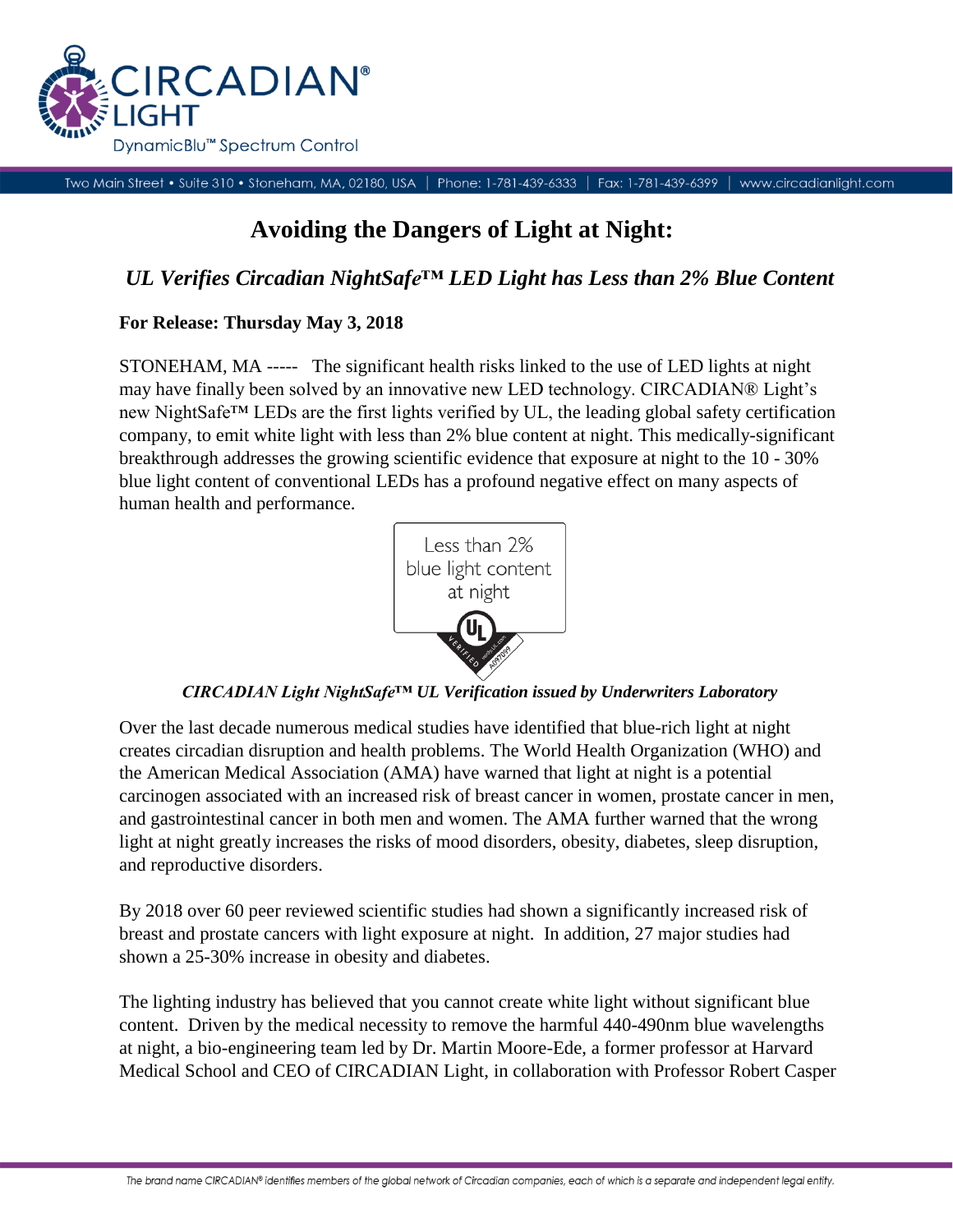# Avoiding the Dangers of Light at Night:

## *UL Verifies Circadian NightSafe™ LED Light has Less than 2% Blue Content*

**For Release: Thursday May 3, 2018**

STONEHAM, MA ----- The significant health risks linked to the use of LED lights at night may have finally been solved by an innovative new LED technology. CIRCADIAN® Light's new NightSafe™ LEDs are the first lights verified by UL, the leading global safety certification company, to emit white light with less than 2% blue content at night. This medically-significant breakthrough addresses the growing scientific evidence that exposure at night to the 10 - 30% blue light content of conventional LEDs has a profound negative effect on many aspects of human health and performance.

Less than 2% blue light content at night

*CIRCADIAN Light NightSafe™ UL Verification issued by Underwriters Laboratory*

Over the last decade numerous medical studies have identified that blue-rich light at night creates circadian disruption and health problems. The World Health Organization (WHO) and the American Medical Association (AMA) have warned that light at night is a potential carcinogen associated with an increased risk of breast cancer in women, prostate cancer in men, and gastrointestinal cancer in both men and women. The AMA further warned that the wrong light at night greatly increases the risks of mood disorders, obesity, diabetes, sleep disruption, and reproductive disorders.

By 2018 over 60 peer reviewed scientific studies had shown a significantly increased risk of breast and prostate cancers with light exposure at night. In addition, 27 major studies had shown a 25-30% increase in obesity and diabetes.

The lighting industry has believed that you cannot create white light without significant blue content. Driven by the medical necessity to remove the harmful 440-490nm blue wavelengths at night, a bio-engineering team led by Dr. Martin Moore-Ede, a former professor at Harvard Medical School and CEO of CIRCADIAN Light, in collaboration with Professor Robert Casper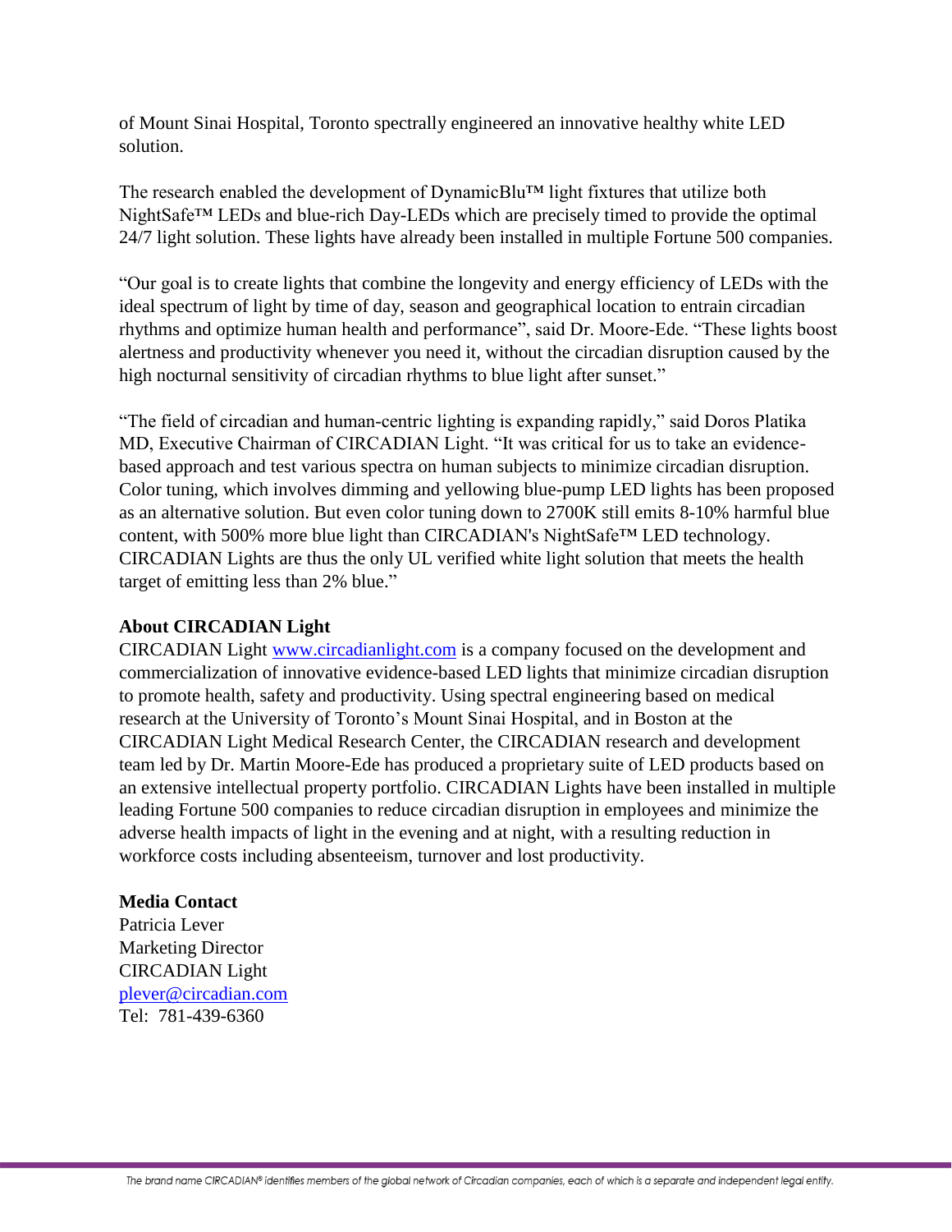of Mount Sinai Hospital, Toronto spectrally engineered an innovative healthy white LED solution.

The research enabled the development of DynamicBlu™ light fixtures that utilize both NightSafe™ LEDs and blue-rich Day-LEDs which are precisely timed to provide the optimal 24/7 light solution. These lights have already been installed in multiple Fortune 500 companies.

"Our goal is to create lights that combine the longevity and energy efficiency of LEDs with the ideal spectrum of light by time of day, season and geographical location to entrain circadian rhythms and optimize human health and performance", said Dr. Moore-Ede. "These lights boost alertness and productivity whenever you need it, without the circadian disruption caused by the high nocturnal sensitivity of circadian rhythms to blue light after sunset."

"The field of circadian and human-centric lighting is expanding rapidly," said Doros Platika MD, Executive Chairman of CIRCADIAN Light. "It was critical for us to take an evidence-based approach and test various spectra on human subjects to minimize circadian disruption. Color tuning, which involves dimming and yellowing blue-pump LED lights has been proposed as an alternative solution. But even color tuning down to 2700K still emits 8-10% harmful blue content, with 500% more blue light than CIRCADIAN's NightSafe™ LED technology. CIRCADIAN Lights are thus the only UL verified white light solution that meets the health target of emitting less than 2% blue."

**About CIRCADIAN Light**
CIRCADIAN Light www.circadianlight.com is a company focused on the development and commercialization of innovative evidence-based LED lights that minimize circadian disruption to promote health, safety and productivity. Using spectral engineering based on medical research at the University of Toronto's Mount Sinai Hospital, and in Boston at the CIRCADIAN Light Medical Research Center, the CIRCADIAN research and development team led by Dr. Martin Moore-Ede has produced a proprietary suite of LED products based on an extensive intellectual property portfolio. CIRCADIAN Lights have been installed in multiple leading Fortune 500 companies to reduce circadian disruption in employees and minimize the adverse health impacts of light in the evening and at night, with a resulting reduction in workforce costs including absenteeism, turnover and lost productivity.

**Media Contact**
Patricia Lever
Marketing Director
CIRCADIAN Light
plever@circadian.com
Tel: 781-439-6360

*The brand name CIRCADIAN® identifies members of the global network of Circadian companies, each of which is a separate and independent legal entity.*